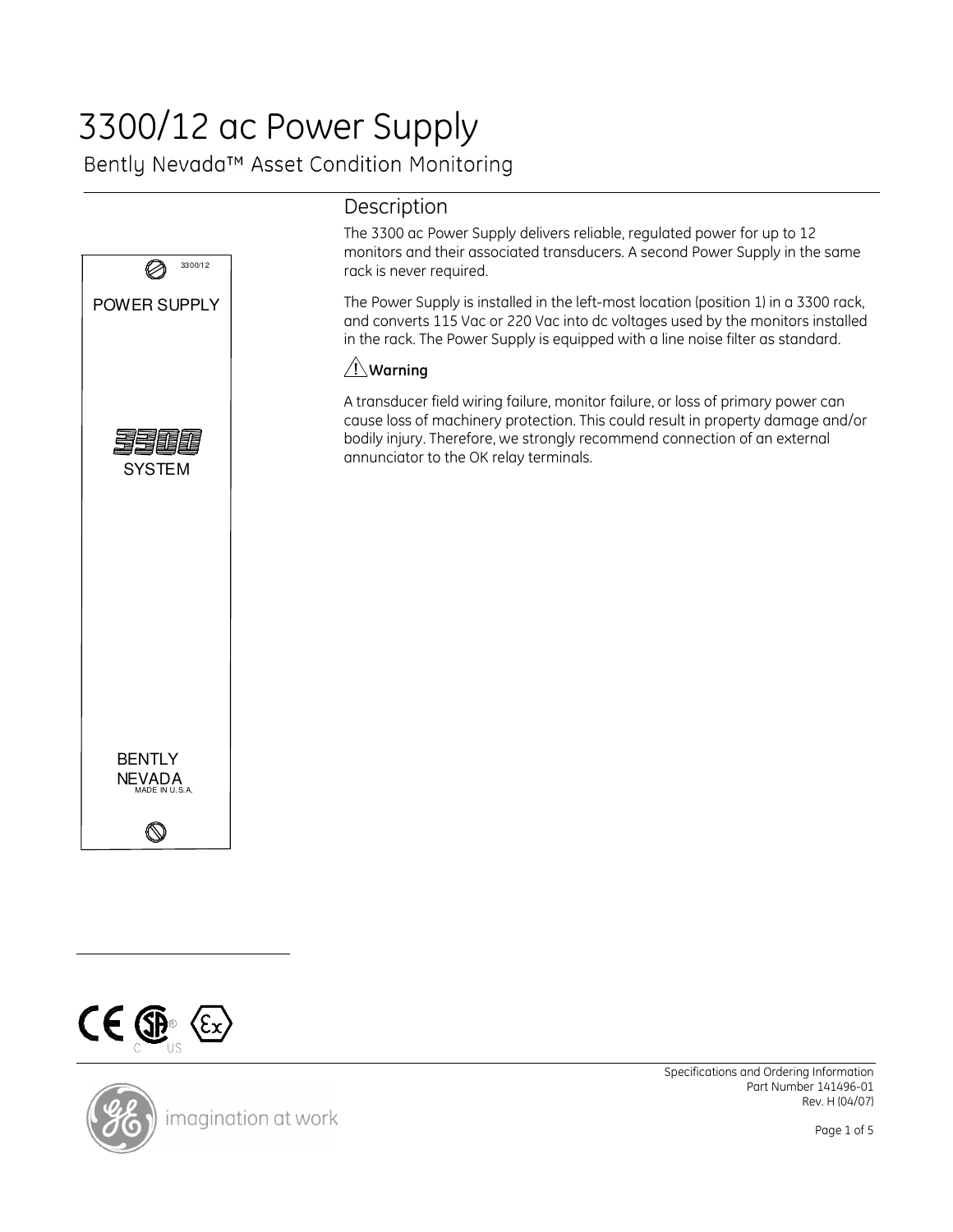# 3300/12 ac Power Supply

## Bently Nevada™ Asset Condition Monitoring

## Description

The 3300 ac Power Supply delivers reliable, regulated power for up to 12 monitors and their associated transducers. A second Power Supply in the same rack is never required.

The Power Supply is installed in the left-most location (position 1) in a 3300 rack, and converts 115 Vac or 220 Vac into dc voltages used by the monitors installed in the rack. The Power Supply is equipped with a line noise filter as standard.

⚠ **Warning**

A transducer field wiring failure, monitor failure, or loss of primary power can cause loss of machinery protection. This could result in property damage and/or bodily injury. Therefore, we strongly recommend connection of an external annunciator to the OK relay terminals.

Specifications and Ordering Information
Part Number 141496-01
Rev. H (04/07)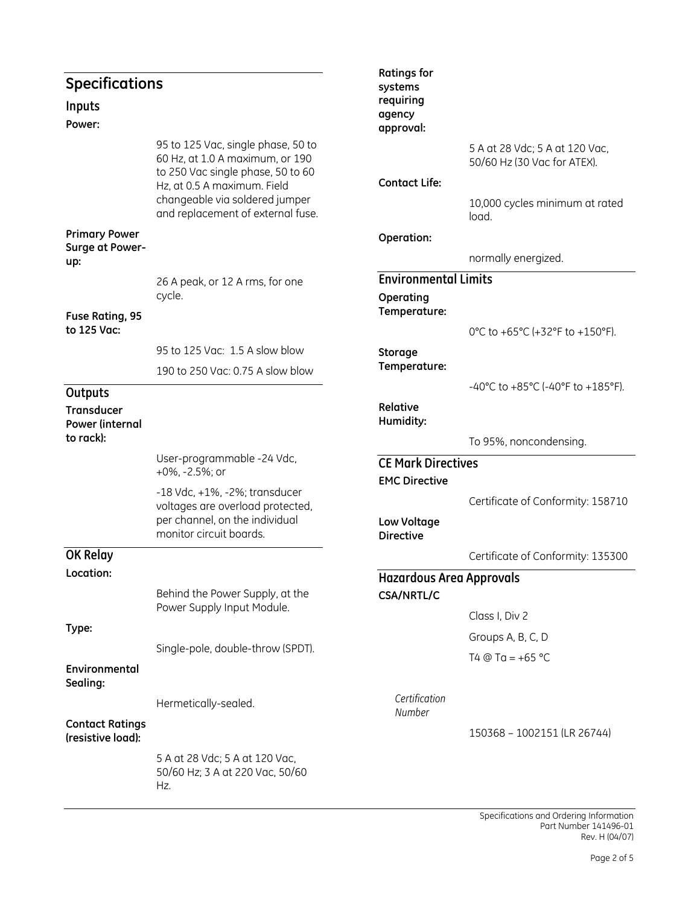## Specifications

### Inputs

**Power:**

95 to 125 Vac, single phase, 50 to 60 Hz, at 1.0 A maximum, or 190 to 250 Vac single phase, 50 to 60 Hz, at 0.5 A maximum. Field changeable via soldered jumper and replacement of external fuse.

**Primary Power Surge at Power-up:**

26 A peak, or 12 A rms, for one cycle.

**Fuse Rating, 95 to 125 Vac:**

95 to 125 Vac: 1.5 A slow blow

190 to 250 Vac: 0.75 A slow blow

### Outputs

**Transducer Power (internal to rack):**

User-programmable -24 Vdc, +0%, -2.5%; or

-18 Vdc, +1%, -2%; transducer voltages are overload protected, per channel, on the individual monitor circuit boards.

### OK Relay

**Location:**

Behind the Power Supply, at the Power Supply Input Module.

**Type:**

Single-pole, double-throw (SPDT).

**Environmental Sealing:**

Hermetically-sealed.

**Contact Ratings (resistive load):**

5 A at 28 Vdc; 5 A at 120 Vac, 50/60 Hz; 3 A at 220 Vac, 50/60 Hz.

**Ratings for systems requiring agency approval:**

5 A at 28 Vdc; 5 A at 120 Vac, 50/60 Hz (30 Vac for ATEX).

**Contact Life:**

10,000 cycles minimum at rated load.

**Operation:**

normally energized.

### Environmental Limits

**Operating Temperature:**

0°C to +65°C (+32°F to +150°F).

**Storage Temperature:**

-40°C to +85°C (-40°F to +185°F).

**Relative Humidity:**

To 95%, noncondensing.

### CE Mark Directives

**EMC Directive**

Certificate of Conformity: 158710

**Low Voltage Directive**

Certificate of Conformity: 135300

### Hazardous Area Approvals

**CSA/NRTL/C**

Class I, Div 2

Groups A, B, C, D

T4 @ Ta = +65 °C

*Certification Number*

150368 – 1002151 (LR 26744)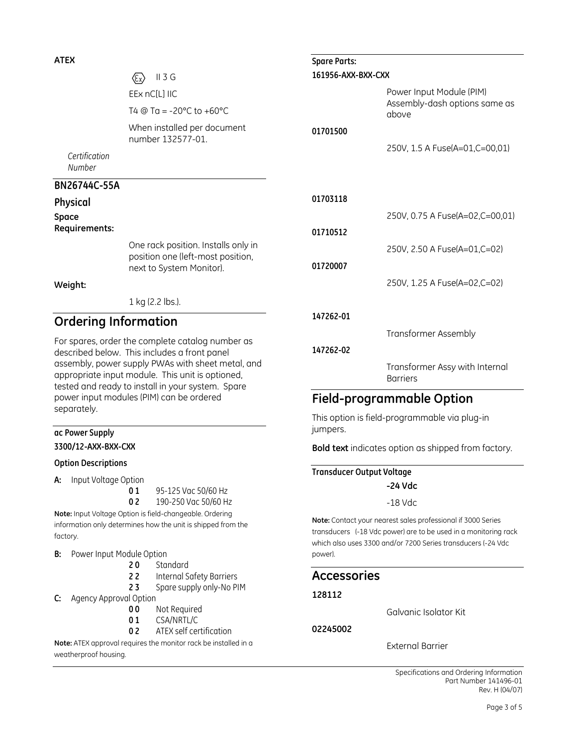**ATEX**

⟨Ex⟩ II 3 G

EEx nC[L] IIC

T4 @ Ta = -20°C to +60°C

When installed per document number 132577-01.

*Certification Number*

**BN26744C-55A**

## Physical

**Space Requirements:**

One rack position. Installs only in position one (left-most position, next to System Monitor).

**Weight:**

1 kg (2.2 lbs.).

## Ordering Information

For spares, order the complete catalog number as described below. This includes a front panel assembly, power supply PWAs with sheet metal, and appropriate input module. This unit is optioned, tested and ready to install in your system. Spare power input modules (PIM) can be ordered separately.

**ac Power Supply**

**3300/12-AXX-BXX-CXX**

**Option Descriptions**

**A:** Input Voltage Option

- **0 1** 95-125 Vac 50/60 Hz
- **0 2** 190-250 Vac 50/60 Hz

**Note:** Input Voltage Option is field-changeable. Ordering information only determines how the unit is shipped from the factory.

**B:** Power Input Module Option

- **2 0** Standard
- **2 2** Internal Safety Barriers
- **2 3** Spare supply only-No PIM

**C:** Agency Approval Option

- **0 0** Not Required
- **0 1** CSA/NRTL/C
- **0 2** ATEX self certification

**Note:** ATEX approval requires the monitor rack be installed in a weatherproof housing.

**Spare Parts:**

**161956-AXX-BXX-CXX**

Power Input Module (PIM) Assembly-dash options same as above

**01701500**

250V, 1.5 A Fuse(A=01,C=00,01)

**01703118**

250V, 0.75 A Fuse(A=02,C=00,01)

**01710512**

250V, 2.50 A Fuse(A=01,C=02)

**01720007**

250V, 1.25 A Fuse(A=02,C=02)

**147262-01**

Transformer Assembly

**147262-02**

Transformer Assy with Internal Barriers

## Field-programmable Option

This option is field-programmable via plug-in jumpers.

**Bold text** indicates option as shipped from factory.

**Transducer Output Voltage**

**-24 Vdc**

-18 Vdc

**Note:** Contact your nearest sales professional if 3000 Series transducers (-18 Vdc power) are to be used in a monitoring rack which also uses 3300 and/or 7200 Series transducers (-24 Vdc power).

## Accessories

**128112**

Galvanic Isolator Kit

**02245002**

External Barrier

Specifications and Ordering Information
Part Number 141496-01
Rev. H (04/07)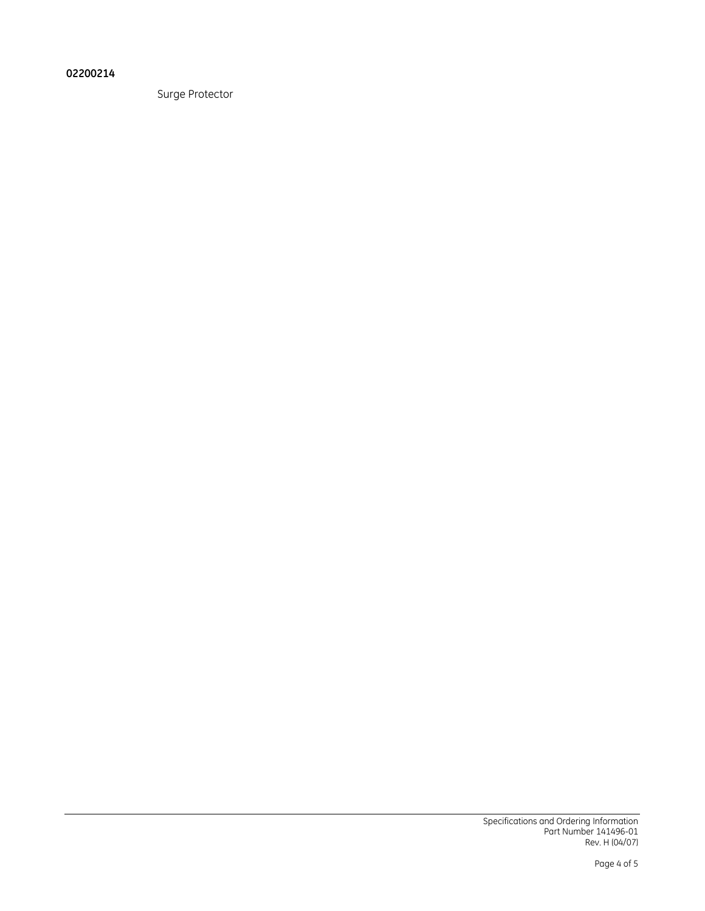**02200214**

Surge Protector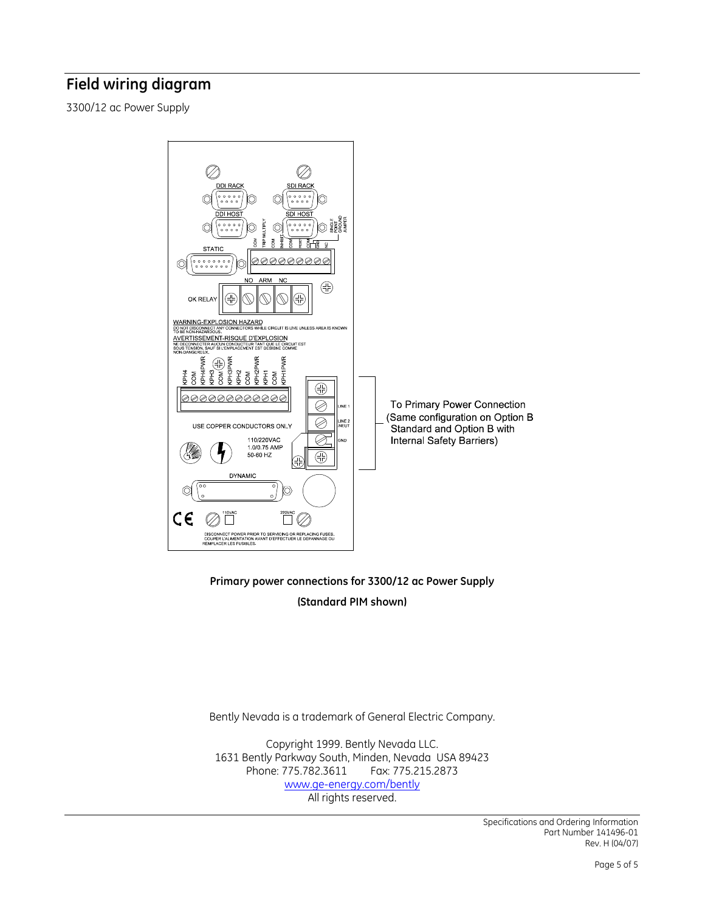## Field wiring diagram

3300/12 ac Power Supply

To Primary Power Connection (Same configuration on Option B Standard and Option B with Internal Safety Barriers)

**Primary power connections for 3300/12 ac Power Supply**

**(Standard PIM shown)**

Bently Nevada is a trademark of General Electric Company.

Copyright 1999. Bently Nevada LLC.
1631 Bently Parkway South, Minden, Nevada USA 89423
Phone: 775.782.3611 Fax: 775.215.2873
www.ge-energy.com/bently
All rights reserved.

Specifications and Ordering Information
Part Number 141496-01
Rev. H (04/07)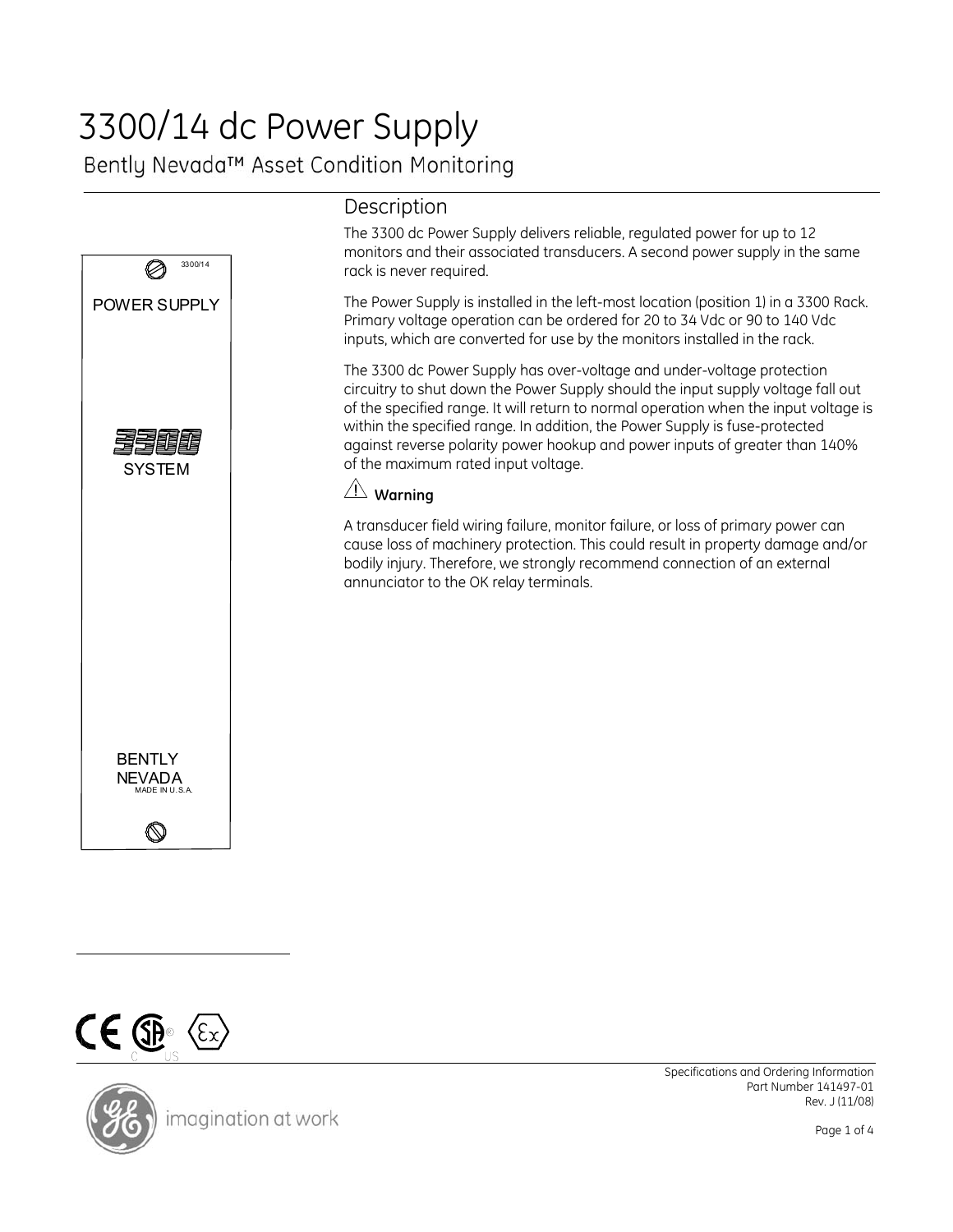# 3300/14 dc Power Supply

## Bently Nevada™ Asset Condition Monitoring

## Description

The 3300 dc Power Supply delivers reliable, regulated power for up to 12 monitors and their associated transducers. A second power supply in the same rack is never required.

The Power Supply is installed in the left-most location (position 1) in a 3300 Rack. Primary voltage operation can be ordered for 20 to 34 Vdc or 90 to 140 Vdc inputs, which are converted for use by the monitors installed in the rack.

The 3300 dc Power Supply has over-voltage and under-voltage protection circuitry to shut down the Power Supply should the input supply voltage fall out of the specified range. It will return to normal operation when the input voltage is within the specified range. In addition, the Power Supply is fuse-protected against reverse polarity power hookup and power inputs of greater than 140% of the maximum rated input voltage.

⚠ **Warning**

A transducer field wiring failure, monitor failure, or loss of primary power can cause loss of machinery protection. This could result in property damage and/or bodily injury. Therefore, we strongly recommend connection of an external annunciator to the OK relay terminals.

Specifications and Ordering Information
Part Number 141497-01
Rev. J (11/08)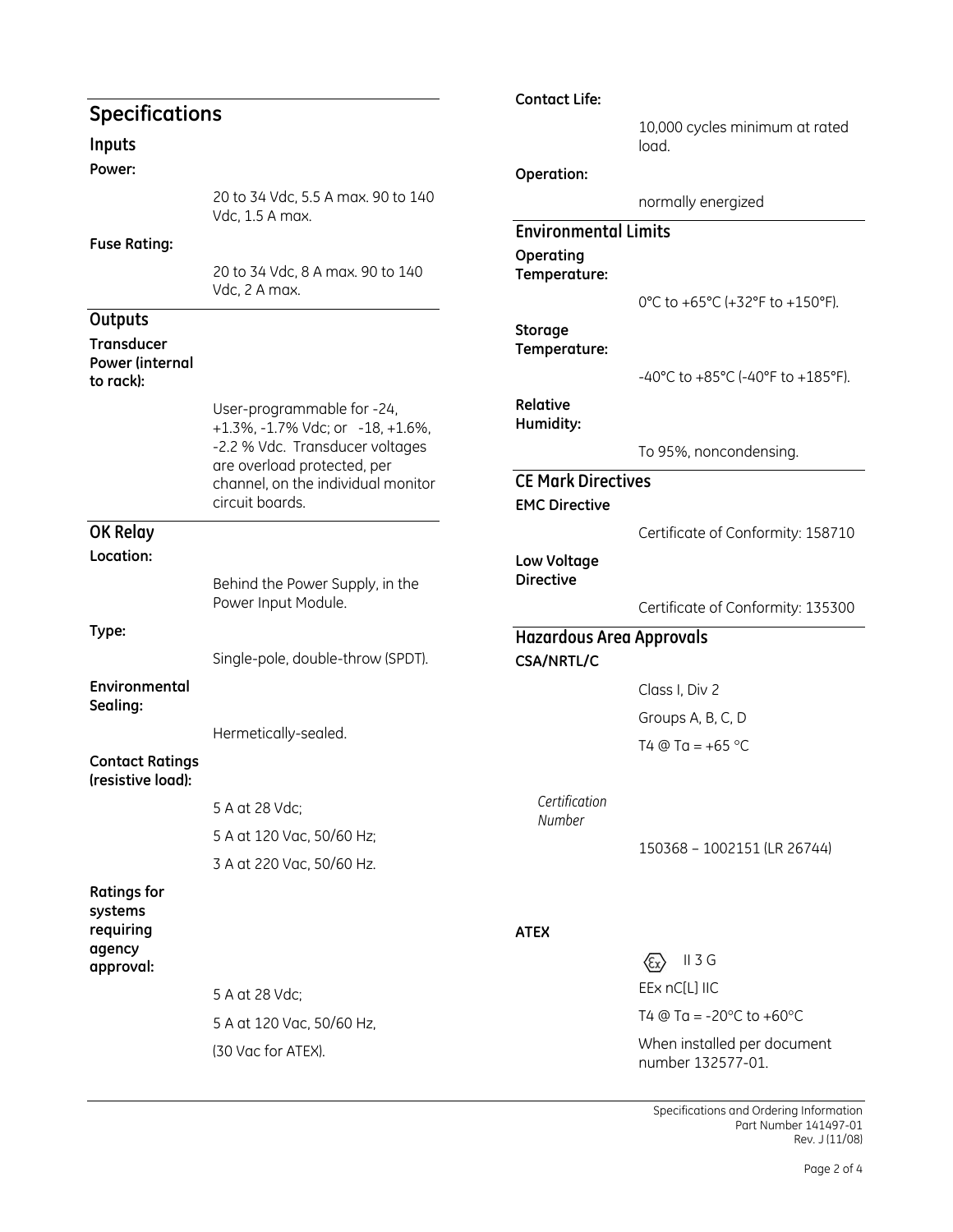## Specifications

### Inputs

**Power:**

20 to 34 Vdc, 5.5 A max. 90 to 140 Vdc, 1.5 A max.

**Fuse Rating:**

20 to 34 Vdc, 8 A max. 90 to 140 Vdc, 2 A max.

### Outputs

**Transducer Power (internal to rack):**

User-programmable for -24, +1.3%, -1.7% Vdc; or -18, +1.6%, -2.2 % Vdc. Transducer voltages are overload protected, per channel, on the individual monitor circuit boards.

### OK Relay

**Location:**

Behind the Power Supply, in the Power Input Module.

**Type:**

Single-pole, double-throw (SPDT).

**Environmental Sealing:**

Hermetically-sealed.

**Contact Ratings (resistive load):**

5 A at 28 Vdc;

5 A at 120 Vac, 50/60 Hz;

3 A at 220 Vac, 50/60 Hz.

**Ratings for systems requiring agency approval:**

5 A at 28 Vdc;

5 A at 120 Vac, 50/60 Hz,

(30 Vac for ATEX).

**Contact Life:**

10,000 cycles minimum at rated load.

**Operation:**

normally energized

### Environmental Limits

**Operating Temperature:**

0°C to +65°C (+32°F to +150°F).

**Storage Temperature:**

-40°C to +85°C (-40°F to +185°F).

**Relative Humidity:**

To 95%, noncondensing.

### CE Mark Directives

**EMC Directive**

Certificate of Conformity: 158710

**Low Voltage Directive**

Certificate of Conformity: 135300

### Hazardous Area Approvals

**CSA/NRTL/C**

Class I, Div 2

Groups A, B, C, D

T4 @ Ta = +65 °C

*Certification Number*

150368 – 1002151 (LR 26744)

**ATEX**

Ex II 3 G

EEx nC[L] IIC

T4 @ Ta = -20°C to +60°C

When installed per document number 132577-01.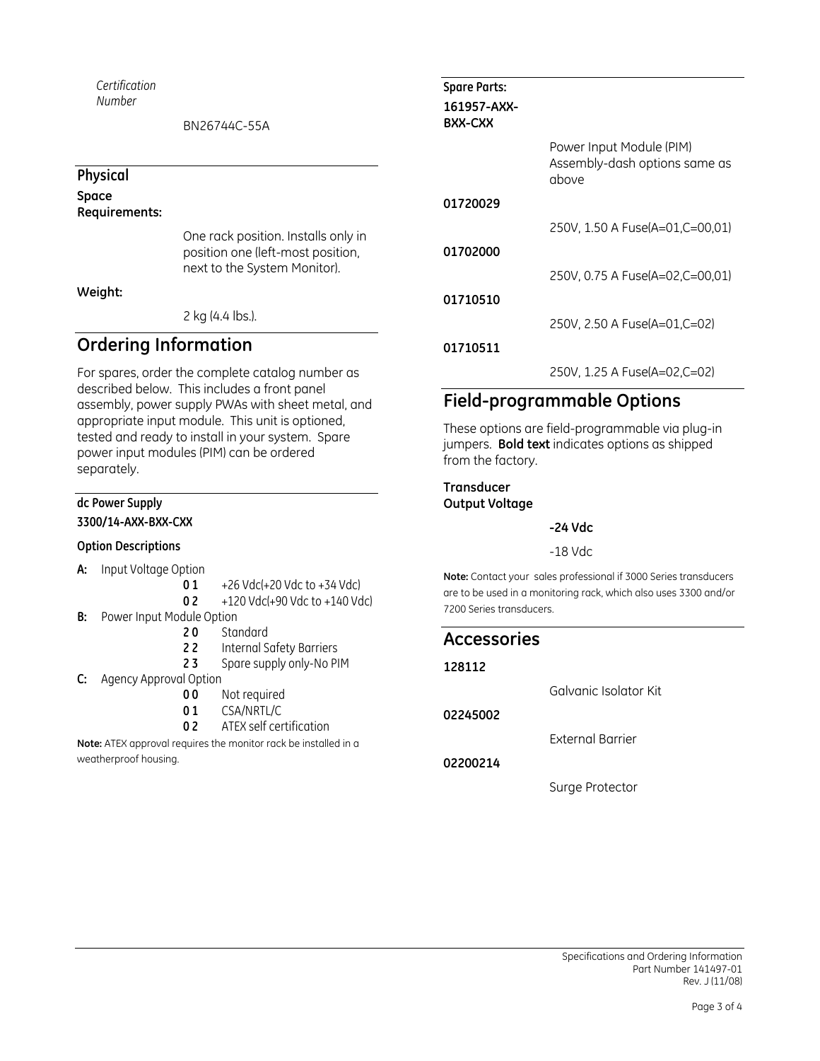*Certification Number*

BN26744C-55A

## Physical

**Space Requirements:**

One rack position. Installs only in position one (left-most position, next to the System Monitor).

**Weight:**

2 kg (4.4 lbs.).

# Ordering Information

For spares, order the complete catalog number as described below. This includes a front panel assembly, power supply PWAs with sheet metal, and appropriate input module. This unit is optioned, tested and ready to install in your system. Spare power input modules (PIM) can be ordered separately.

**dc Power Supply**

**3300/14-AXX-BXX-CXX**

**Option Descriptions**

**A:** Input Voltage Option

- **0 1** +26 Vdc(+20 Vdc to +34 Vdc)
- **0 2** +120 Vdc(+90 Vdc to +140 Vdc)

**B:** Power Input Module Option

- **2 0** Standard
- **2 2** Internal Safety Barriers
- **2 3** Spare supply only-No PIM

**C:** Agency Approval Option

- **0 0** Not required
- **0 1** CSA/NRTL/C
- **0 2** ATEX self certification

**Note:** ATEX approval requires the monitor rack be installed in a weatherproof housing.

**Spare Parts:**

**161957-AXX-BXX-CXX**

Power Input Module (PIM) Assembly-dash options same as above

**01720029**

250V, 1.50 A Fuse(A=01,C=00,01)

**01702000**

250V, 0.75 A Fuse(A=02,C=00,01)

**01710510**

250V, 2.50 A Fuse(A=01,C=02)

**01710511**

250V, 1.25 A Fuse(A=02,C=02)

# Field-programmable Options

These options are field-programmable via plug-in jumpers. **Bold text** indicates options as shipped from the factory.

**Transducer Output Voltage**

**-24 Vdc**

-18 Vdc

**Note:** Contact your sales professional if 3000 Series transducers are to be used in a monitoring rack, which also uses 3300 and/or 7200 Series transducers.

# Accessories

**128112**

Galvanic Isolator Kit

**02245002**

External Barrier

**02200214**

Surge Protector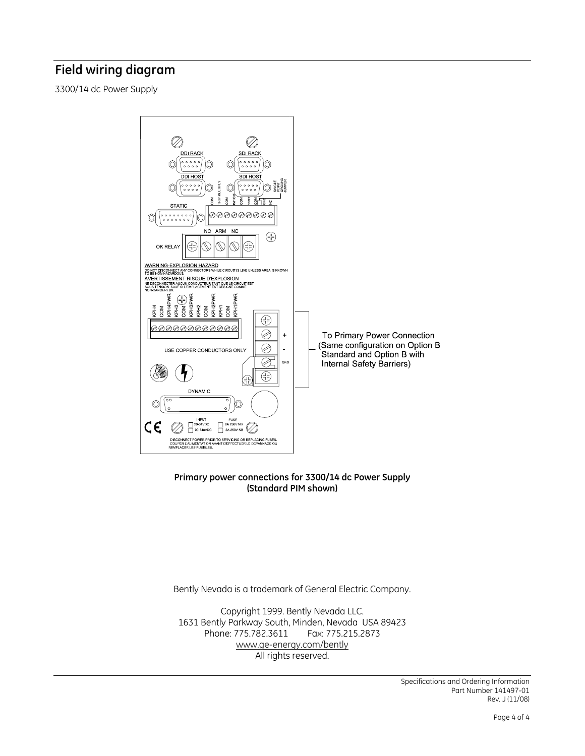## Field wiring diagram

3300/14 dc Power Supply

DDI RACK

SDI RACK

DDI HOST

SDI HOST

SINGLE POINT GROUND JUMPER

COM
TRIP MULTIPLY
COM
INHIBIT
COM
RESET
COM
GND
NC

STATIC

NO ARM NC

OK RELAY

WARNING-EXPLOSION HAZARD
DO NOT DISCONNECT ANY CONNECTORS WHILE CIRCUIT IS LIVE UNLESS AREA IS KNOWN TO BE NON-HAZARDOUS.

AVERTISSEMENT-RISQUE D'EXPLOSION
NE DECONNECTER AUCUN CONDUCTEUR TANT QUE LE CIRCUIT EST SOUS TENSION, SAUF SI L'EMPLACEMENT EST DESIGNE COMME NON-DANGEREUX.

KPH4
COM
KPH4PWR
KPH3
COM
KPH3PWR
KPH2
COM
KPH2PWR
KPH1
COM
KPH1PWR

+
-
GND

To Primary Power Connection
(Same configuration on Option B Standard and Option B with Internal Safety Barriers)

USE COPPER CONDUCTORS ONLY

DYNAMIC

INPUT
20-34VDC
90-140VDC

FUSE
8A 250V NB
2A 250V NB

DISCONNECT POWER PRIOR TO SERVICING OR REPLACING FUSES.
COUPER L'ALIMENTATION AVANT D'EFFECTUER LE DEPANNAGE OU REMPLACER LES FUSIBLES.

**Primary power connections for 3300/14 dc Power Supply**
**(Standard PIM shown)**

Bently Nevada is a trademark of General Electric Company.

Copyright 1999. Bently Nevada LLC.
1631 Bently Parkway South, Minden, Nevada USA 89423
Phone: 775.782.3611 Fax: 775.215.2873
www.ge-energy.com/bently
All rights reserved.

Specifications and Ordering Information
Part Number 141497-01
Rev. J (11/08)